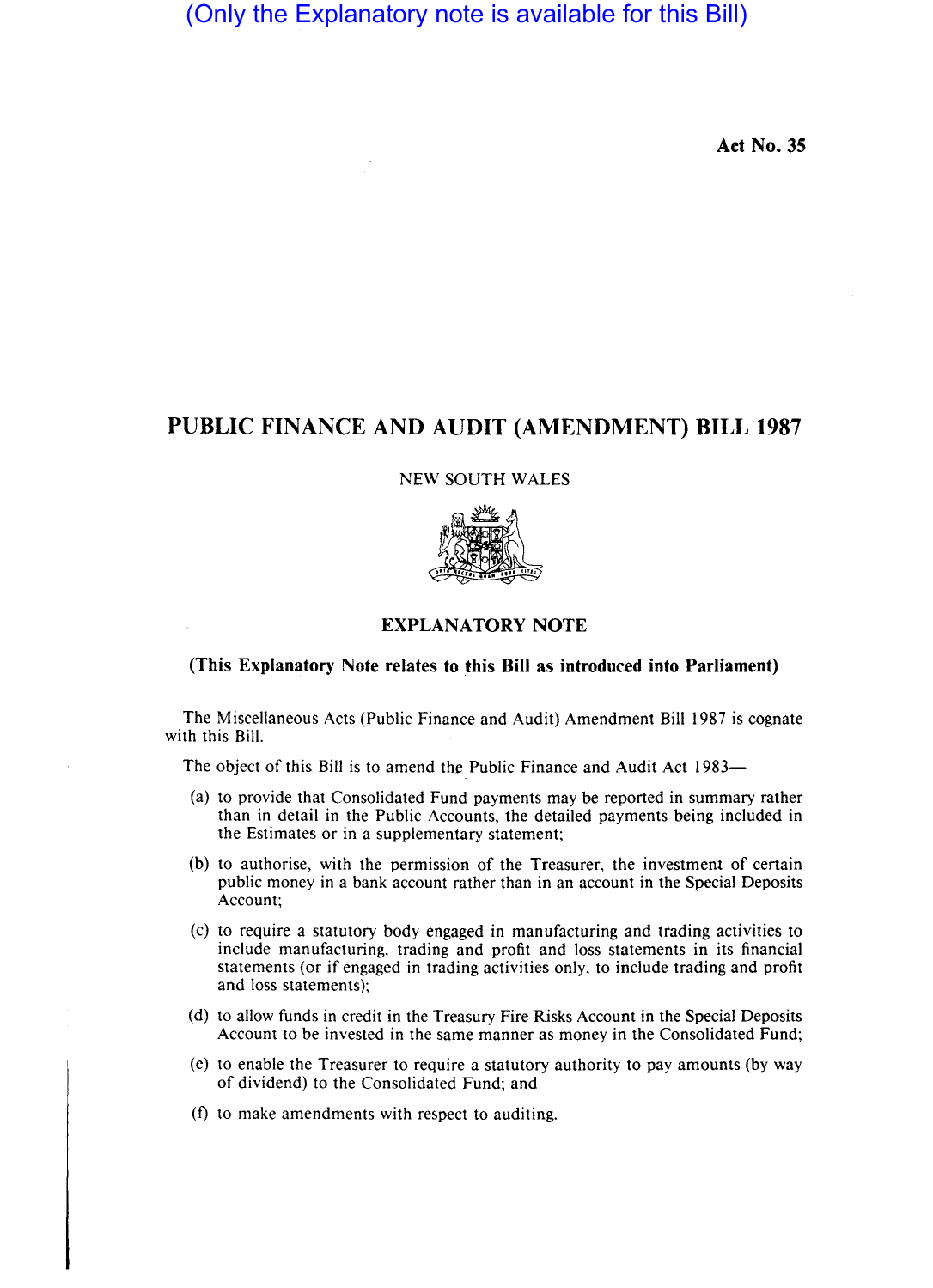(Only the Explanatory note is available for this Bill)

**Act No. 35**

# PUBLIC FINANCE AND AUDIT (AMENDMENT) BILL 1987

NEW SOUTH WALES

## EXPLANATORY NOTE

**(This Explanatory Note relates to this Bill as introduced into Parliament)**

The Miscellaneous Acts (Public Finance and Audit) Amendment Bill 1987 is cognate with this Bill.

The object of this Bill is to amend the Public Finance and Audit Act 1983—

(a) to provide that Consolidated Fund payments may be reported in summary rather than in detail in the Public Accounts, the detailed payments being included in the Estimates or in a supplementary statement;

(b) to authorise, with the permission of the Treasurer, the investment of certain public money in a bank account rather than in an account in the Special Deposits Account;

(c) to require a statutory body engaged in manufacturing and trading activities to include manufacturing, trading and profit and loss statements in its financial statements (or if engaged in trading activities only, to include trading and profit and loss statements);

(d) to allow funds in credit in the Treasury Fire Risks Account in the Special Deposits Account to be invested in the same manner as money in the Consolidated Fund;

(e) to enable the Treasurer to require a statutory authority to pay amounts (by way of dividend) to the Consolidated Fund; and

(f) to make amendments with respect to auditing.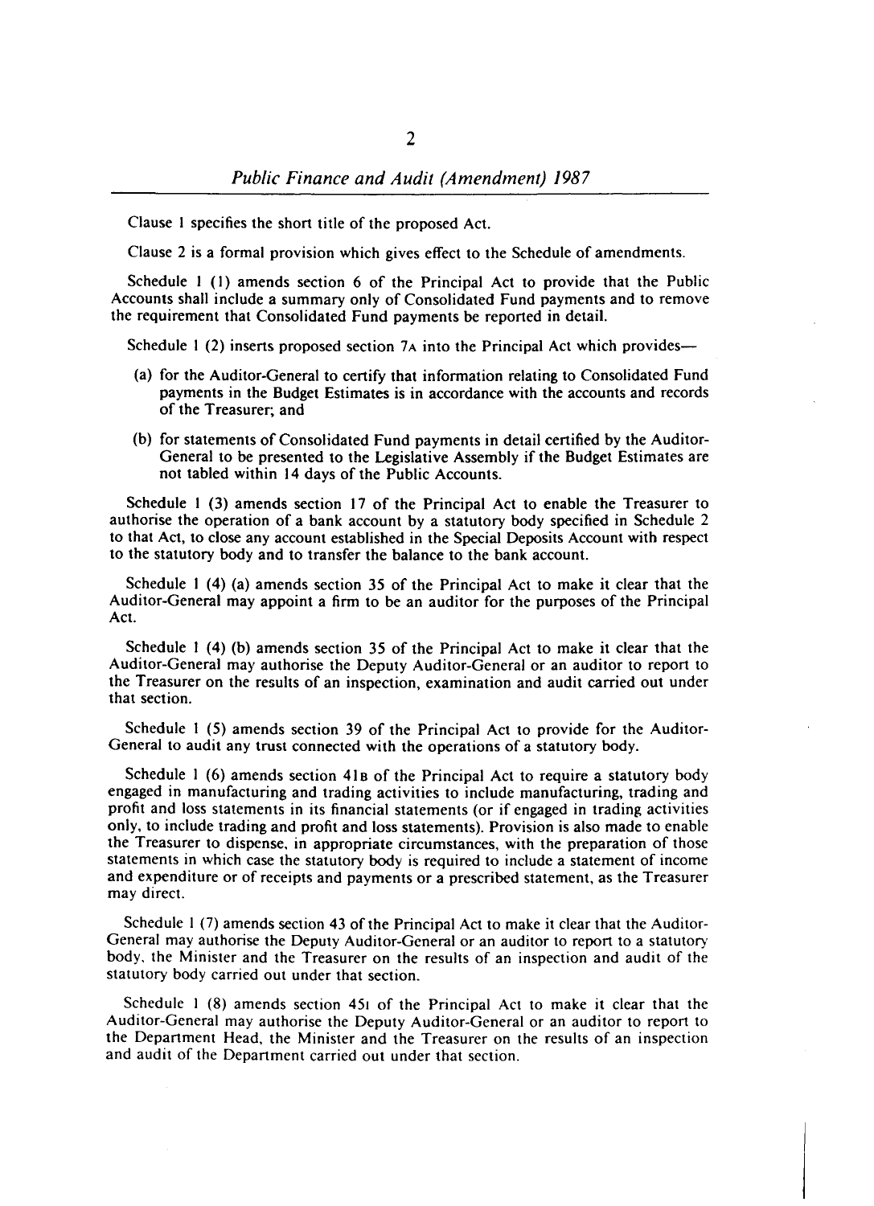Clause 1 specifies the short title of the proposed Act.

Clause 2 is a formal provision which gives effect to the Schedule of amendments.

Schedule 1 (1) amends section 6 of the Principal Act to provide that the Public Accounts shall include a summary only of Consolidated Fund payments and to remove the requirement that Consolidated Fund payments be reported in detail.

Schedule 1 (2) inserts proposed section 7A into the Principal Act which provides—

- (a) for the Auditor-General to certify that information relating to Consolidated Fund payments in the Budget Estimates is in accordance with the accounts and records of the Treasurer; and
- (b) for statements of Consolidated Fund payments in detail certified by the Auditor-General to be presented to the Legislative Assembly if the Budget Estimates are not tabled within 14 days of the Public Accounts.

Schedule 1 (3) amends section 17 of the Principal Act to enable the Treasurer to authorise the operation of a bank account by a statutory body specified in Schedule 2 to that Act, to close any account established in the Special Deposits Account with respect to the statutory body and to transfer the balance to the bank account.

Schedule 1 (4) (a) amends section 35 of the Principal Act to make it clear that the Auditor-General may appoint a firm to be an auditor for the purposes of the Principal Act.

Schedule 1 (4) (b) amends section 35 of the Principal Act to make it clear that the Auditor-General may authorise the Deputy Auditor-General or an auditor to report to the Treasurer on the results of an inspection, examination and audit carried out under that section.

Schedule 1 (5) amends section 39 of the Principal Act to provide for the Auditor-General to audit any trust connected with the operations of a statutory body.

Schedule 1 (6) amends section 41B of the Principal Act to require a statutory body engaged in manufacturing and trading activities to include manufacturing, trading and profit and loss statements in its financial statements (or if engaged in trading activities only, to include trading and profit and loss statements). Provision is also made to enable the Treasurer to dispense, in appropriate circumstances, with the preparation of those statements in which case the statutory body is required to include a statement of income and expenditure or of receipts and payments or a prescribed statement, as the Treasurer may direct.

Schedule 1 (7) amends section 43 of the Principal Act to make it clear that the Auditor-General may authorise the Deputy Auditor-General or an auditor to report to a statutory body, the Minister and the Treasurer on the results of an inspection and audit of the statutory body carried out under that section.

Schedule 1 (8) amends section 45I of the Principal Act to make it clear that the Auditor-General may authorise the Deputy Auditor-General or an auditor to report to the Department Head, the Minister and the Treasurer on the results of an inspection and audit of the Department carried out under that section.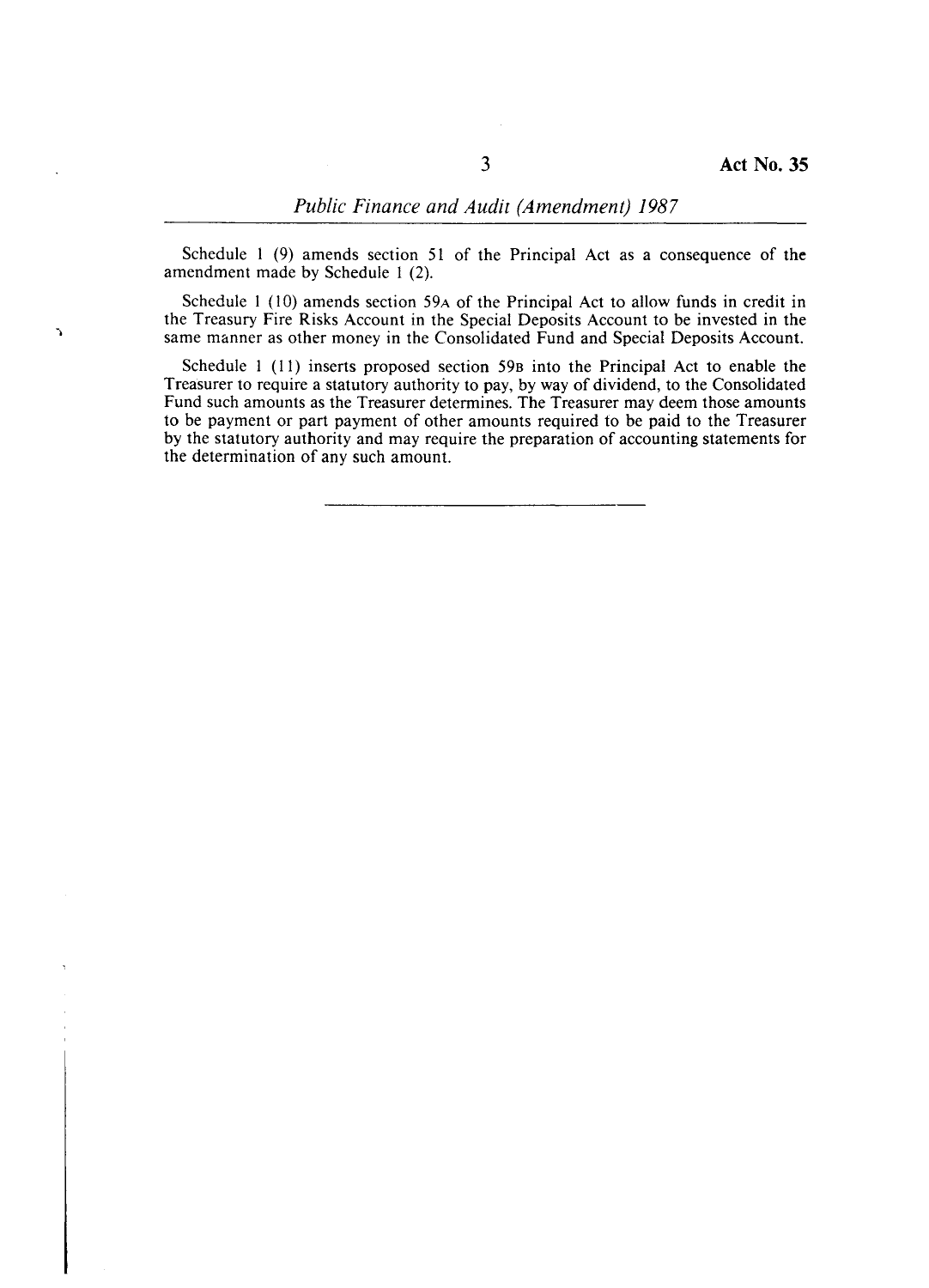Schedule 1 (9) amends section 51 of the Principal Act as a consequence of the amendment made by Schedule 1 (2).

Schedule 1 (10) amends section 59A of the Principal Act to allow funds in credit in the Treasury Fire Risks Account in the Special Deposits Account to be invested in the same manner as other money in the Consolidated Fund and Special Deposits Account.

Schedule 1 (11) inserts proposed section 59B into the Principal Act to enable the Treasurer to require a statutory authority to pay, by way of dividend, to the Consolidated Fund such amounts as the Treasurer determines. The Treasurer may deem those amounts to be payment or part payment of other amounts required to be paid to the Treasurer by the statutory authority and may require the preparation of accounting statements for the determination of any such amount.